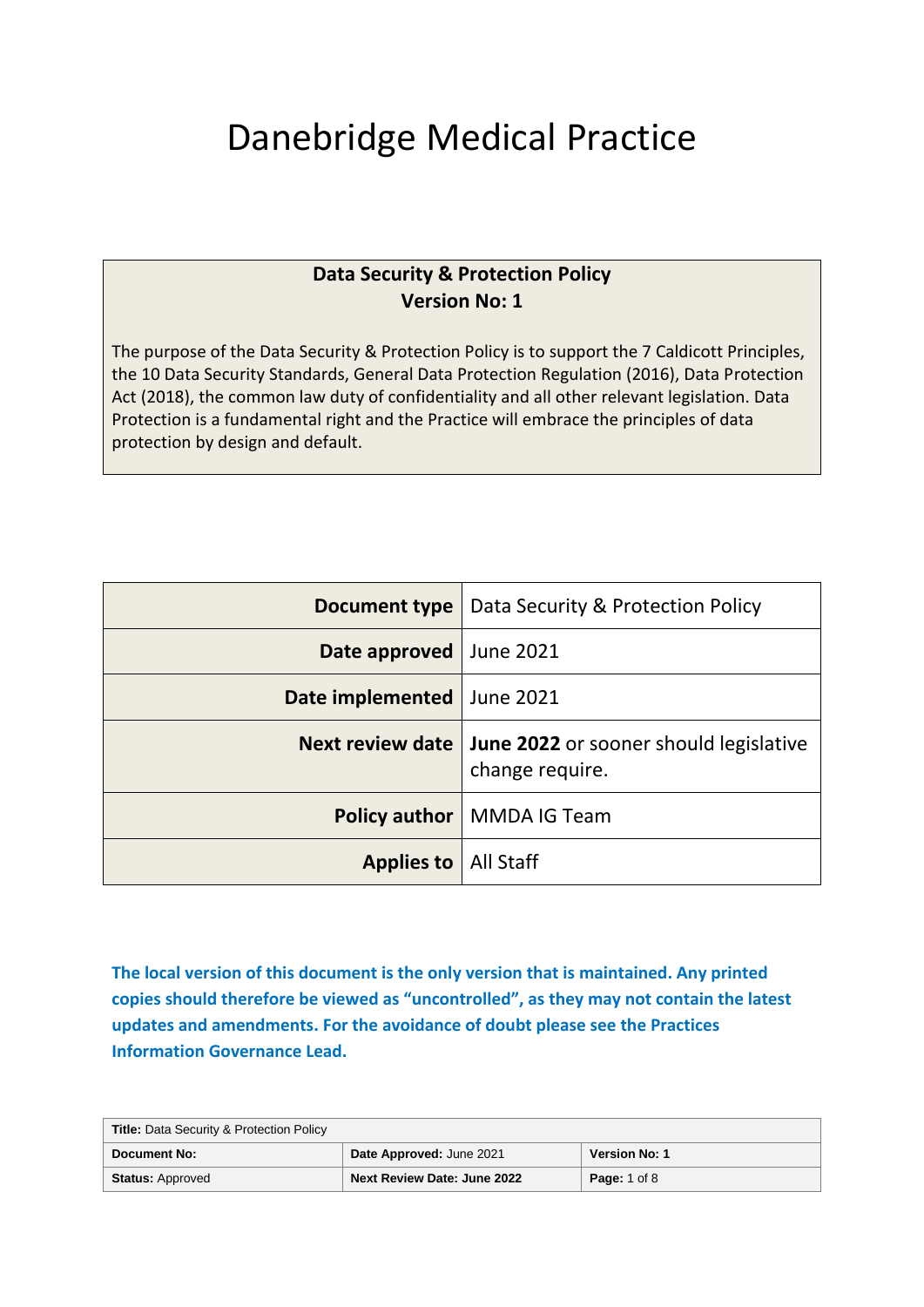# Danebridge Medical Practice

**Data Security & Protection Policy**
**Version No: 1**

The purpose of the Data Security & Protection Policy is to support the 7 Caldicott Principles, the 10 Data Security Standards, General Data Protection Regulation (2016), Data Protection Act (2018), the common law duty of confidentiality and all other relevant legislation. Data Protection is a fundamental right and the Practice will embrace the principles of data protection by design and default.

| | |
|---|---|
| **Document type** | Data Security & Protection Policy |
| **Date approved** | June 2021 |
| **Date implemented** | June 2021 |
| **Next review date** | **June 2022** or sooner should legislative change require. |
| **Policy author** | MMDA IG Team |
| **Applies to** | All Staff |

**The local version of this document is the only version that is maintained. Any printed copies should therefore be viewed as “uncontrolled”, as they may not contain the latest updates and amendments. For the avoidance of doubt please see the Practices Information Governance Lead.**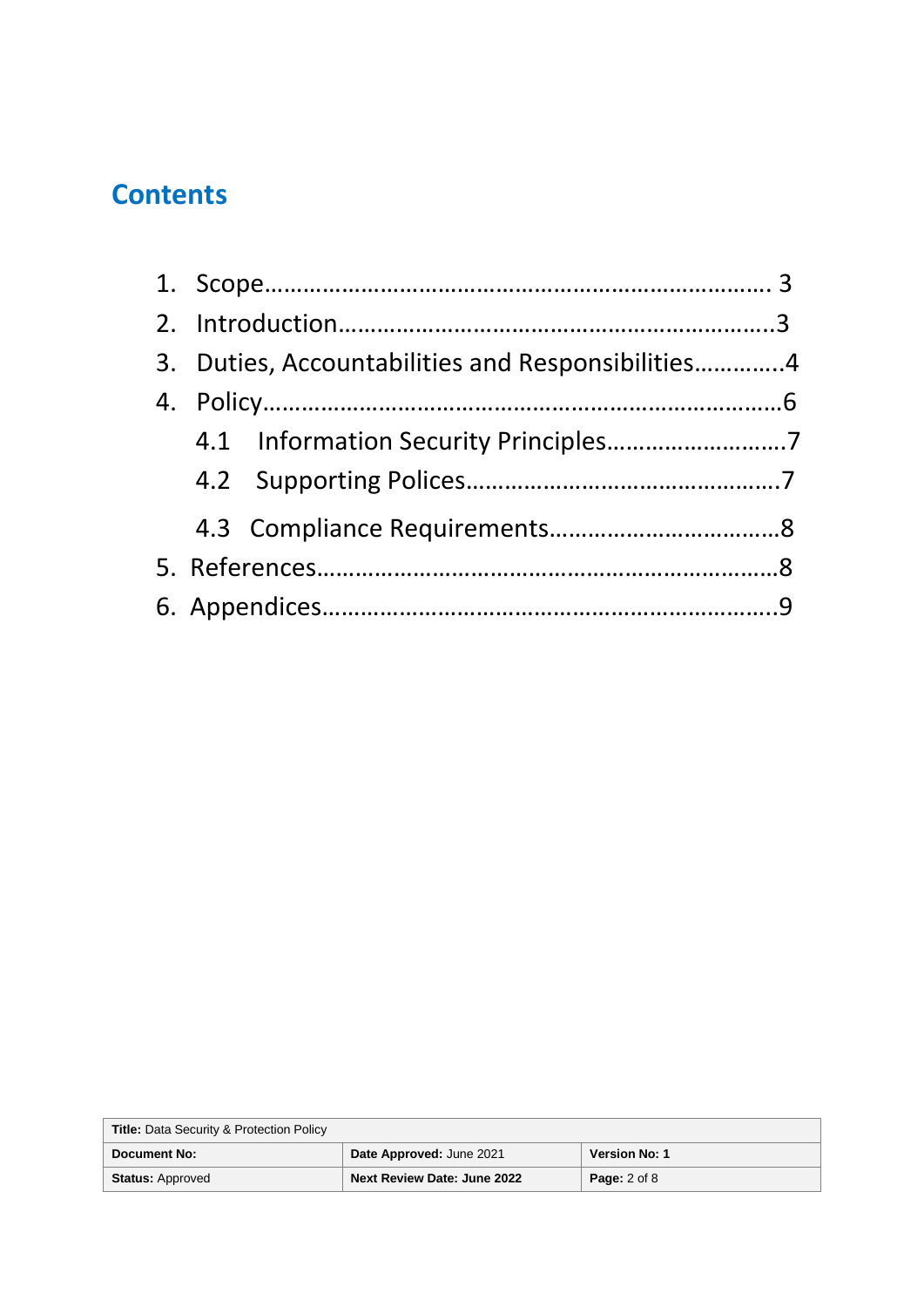# Contents

1. Scope……………………………………………………………………. 3
2. Introduction…………………………………………………………..3
3. Duties, Accountabilities and Responsibilities…………..4
4. Policy………………………………………………………………………6
   - 4.1 Information Security Principles………………………7
   - 4.2 Supporting Polices…………………………………………7
   - 4.3 Compliance Requirements……………………………..8
5. References……………………………………………………………..8
6. Appendices…………………………………………………………….9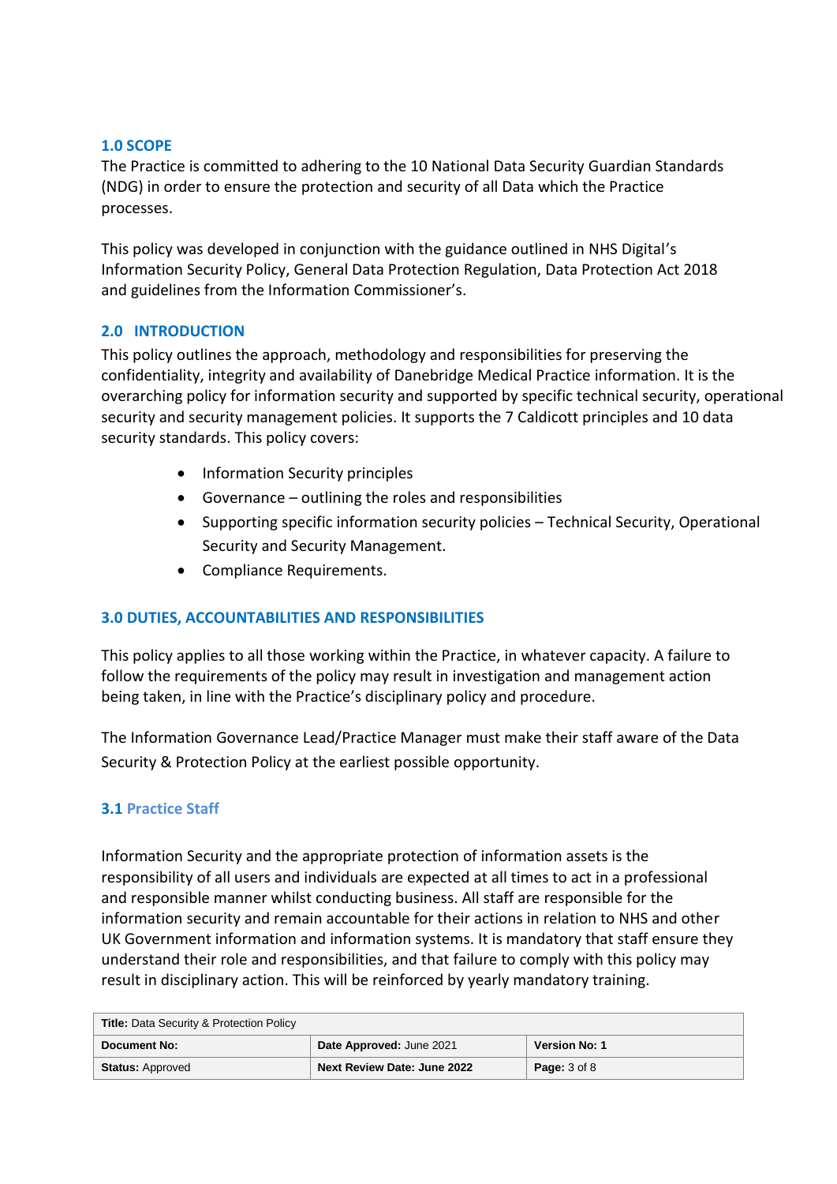## 1.0 SCOPE

The Practice is committed to adhering to the 10 National Data Security Guardian Standards (NDG) in order to ensure the protection and security of all Data which the Practice processes.

This policy was developed in conjunction with the guidance outlined in NHS Digital's Information Security Policy, General Data Protection Regulation, Data Protection Act 2018 and guidelines from the Information Commissioner's.

## 2.0 INTRODUCTION

This policy outlines the approach, methodology and responsibilities for preserving the confidentiality, integrity and availability of Danebridge Medical Practice information. It is the overarching policy for information security and supported by specific technical security, operational security and security management policies. It supports the 7 Caldicott principles and 10 data security standards. This policy covers:

- Information Security principles
- Governance – outlining the roles and responsibilities
- Supporting specific information security policies – Technical Security, Operational Security and Security Management.
- Compliance Requirements.

## 3.0 DUTIES, ACCOUNTABILITIES AND RESPONSIBILITIES

This policy applies to all those working within the Practice, in whatever capacity. A failure to follow the requirements of the policy may result in investigation and management action being taken, in line with the Practice's disciplinary policy and procedure.

The Information Governance Lead/Practice Manager must make their staff aware of the Data Security & Protection Policy at the earliest possible opportunity.

### 3.1 Practice Staff

Information Security and the appropriate protection of information assets is the responsibility of all users and individuals are expected at all times to act in a professional and responsible manner whilst conducting business. All staff are responsible for the information security and remain accountable for their actions in relation to NHS and other UK Government information and information systems. It is mandatory that staff ensure they understand their role and responsibilities, and that failure to comply with this policy may result in disciplinary action. This will be reinforced by yearly mandatory training.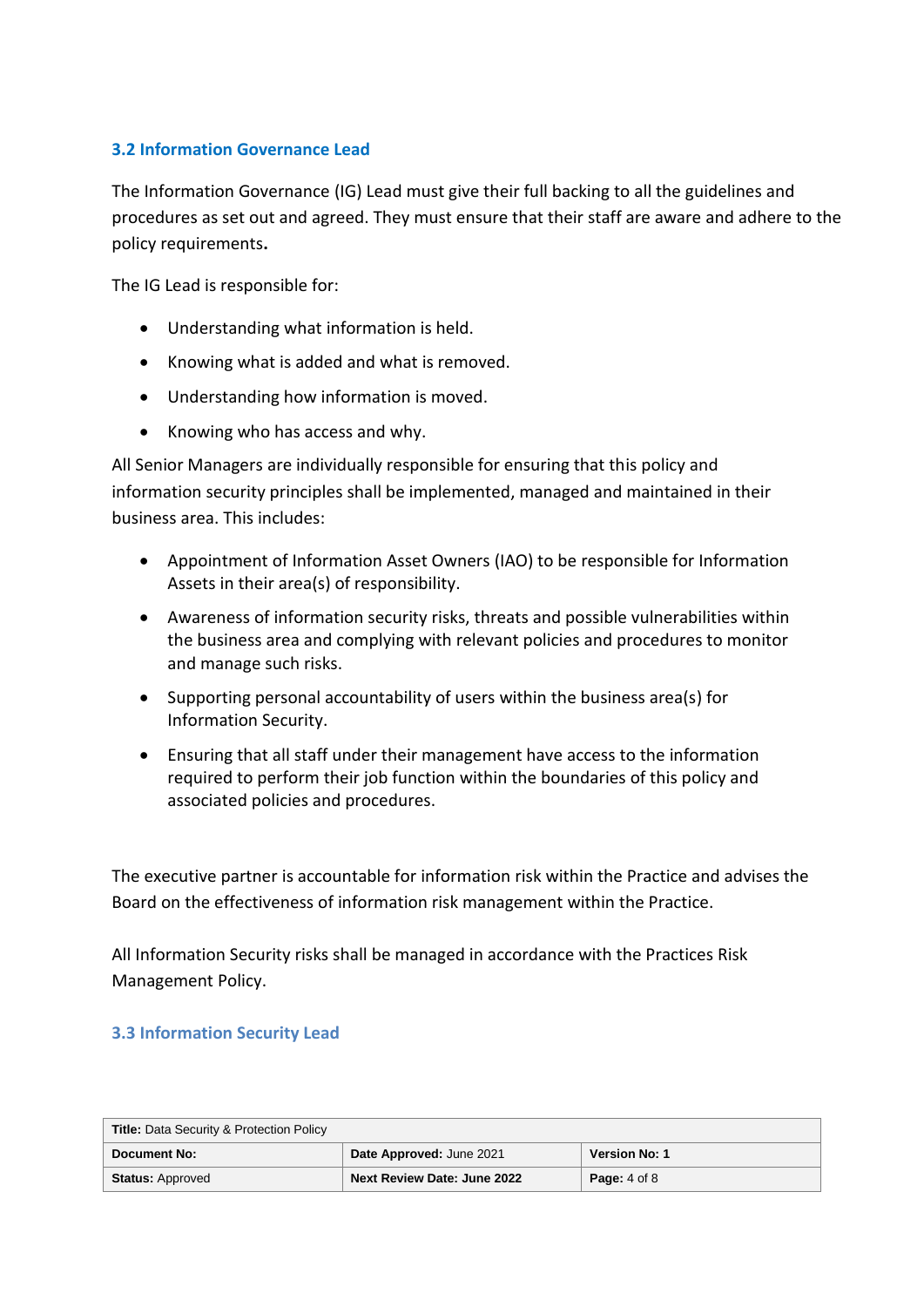### 3.2 Information Governance Lead

The Information Governance (IG) Lead must give their full backing to all the guidelines and procedures as set out and agreed. They must ensure that their staff are aware and adhere to the policy requirements**.**

The IG Lead is responsible for:

- Understanding what information is held.
- Knowing what is added and what is removed.
- Understanding how information is moved.
- Knowing who has access and why.

All Senior Managers are individually responsible for ensuring that this policy and information security principles shall be implemented, managed and maintained in their business area. This includes:

- Appointment of Information Asset Owners (IAO) to be responsible for Information Assets in their area(s) of responsibility.
- Awareness of information security risks, threats and possible vulnerabilities within the business area and complying with relevant policies and procedures to monitor and manage such risks.
- Supporting personal accountability of users within the business area(s) for Information Security.
- Ensuring that all staff under their management have access to the information required to perform their job function within the boundaries of this policy and associated policies and procedures.

The executive partner is accountable for information risk within the Practice and advises the Board on the effectiveness of information risk management within the Practice.

All Information Security risks shall be managed in accordance with the Practices Risk Management Policy.

### 3.3 Information Security Lead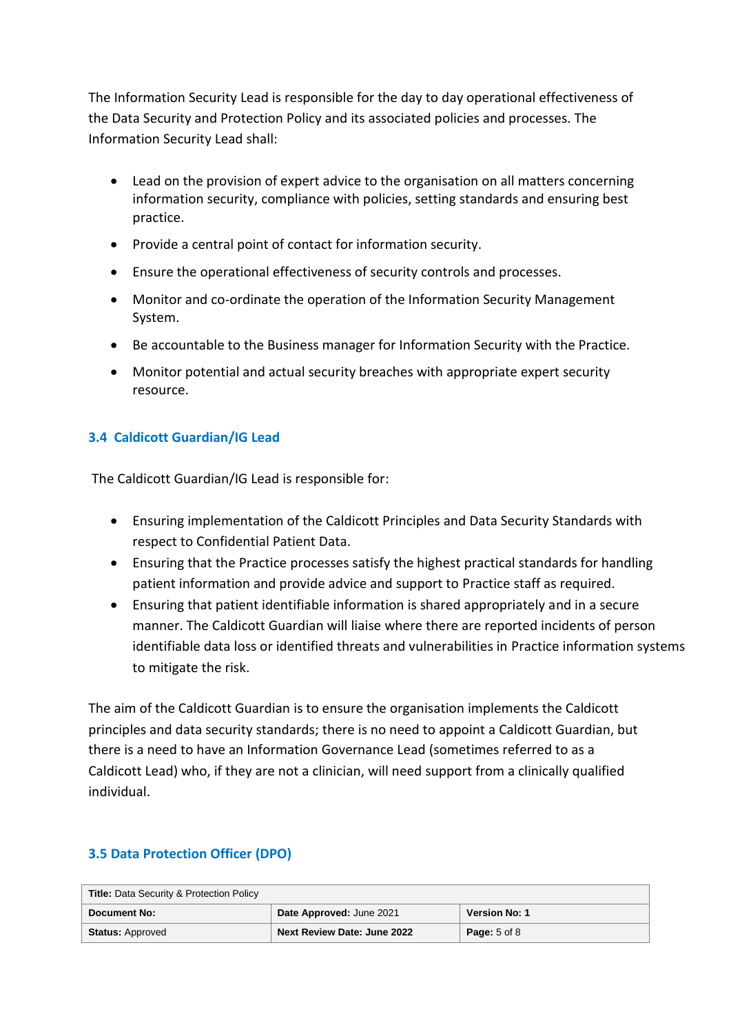The Information Security Lead is responsible for the day to day operational effectiveness of the Data Security and Protection Policy and its associated policies and processes. The Information Security Lead shall:

- Lead on the provision of expert advice to the organisation on all matters concerning information security, compliance with policies, setting standards and ensuring best practice.
- Provide a central point of contact for information security.
- Ensure the operational effectiveness of security controls and processes.
- Monitor and co-ordinate the operation of the Information Security Management System.
- Be accountable to the Business manager for Information Security with the Practice.
- Monitor potential and actual security breaches with appropriate expert security resource.

### 3.4 Caldicott Guardian/IG Lead

The Caldicott Guardian/IG Lead is responsible for:

- Ensuring implementation of the Caldicott Principles and Data Security Standards with respect to Confidential Patient Data.
- Ensuring that the Practice processes satisfy the highest practical standards for handling patient information and provide advice and support to Practice staff as required.
- Ensuring that patient identifiable information is shared appropriately and in a secure manner. The Caldicott Guardian will liaise where there are reported incidents of person identifiable data loss or identified threats and vulnerabilities in Practice information systems to mitigate the risk.

The aim of the Caldicott Guardian is to ensure the organisation implements the Caldicott principles and data security standards; there is no need to appoint a Caldicott Guardian, but there is a need to have an Information Governance Lead (sometimes referred to as a Caldicott Lead) who, if they are not a clinician, will need support from a clinically qualified individual.

### 3.5 Data Protection Officer (DPO)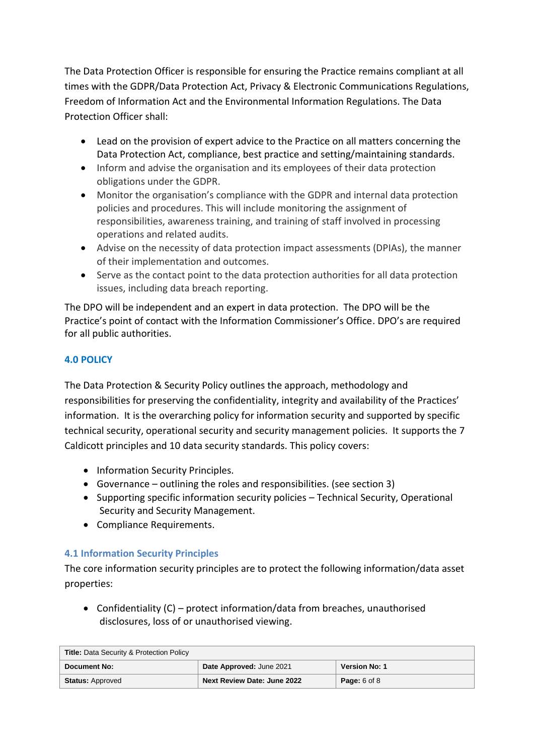The Data Protection Officer is responsible for ensuring the Practice remains compliant at all times with the GDPR/Data Protection Act, Privacy & Electronic Communications Regulations, Freedom of Information Act and the Environmental Information Regulations. The Data Protection Officer shall:

- Lead on the provision of expert advice to the Practice on all matters concerning the Data Protection Act, compliance, best practice and setting/maintaining standards.
- Inform and advise the organisation and its employees of their data protection obligations under the GDPR.
- Monitor the organisation's compliance with the GDPR and internal data protection policies and procedures. This will include monitoring the assignment of responsibilities, awareness training, and training of staff involved in processing operations and related audits.
- Advise on the necessity of data protection impact assessments (DPIAs), the manner of their implementation and outcomes.
- Serve as the contact point to the data protection authorities for all data protection issues, including data breach reporting.

The DPO will be independent and an expert in data protection. The DPO will be the Practice's point of contact with the Information Commissioner's Office. DPO's are required for all public authorities.

## 4.0 POLICY

The Data Protection & Security Policy outlines the approach, methodology and responsibilities for preserving the confidentiality, integrity and availability of the Practices' information. It is the overarching policy for information security and supported by specific technical security, operational security and security management policies. It supports the 7 Caldicott principles and 10 data security standards. This policy covers:

- Information Security Principles.
- Governance – outlining the roles and responsibilities. (see section 3)
- Supporting specific information security policies – Technical Security, Operational Security and Security Management.
- Compliance Requirements.

### 4.1 Information Security Principles

The core information security principles are to protect the following information/data asset properties:

- Confidentiality (C) – protect information/data from breaches, unauthorised disclosures, loss of or unauthorised viewing.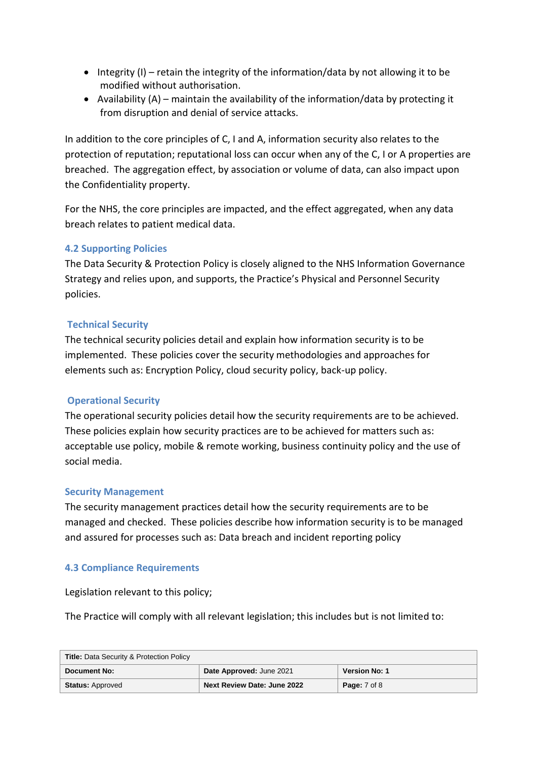- Integrity (I) – retain the integrity of the information/data by not allowing it to be modified without authorisation.
- Availability (A) – maintain the availability of the information/data by protecting it from disruption and denial of service attacks.

In addition to the core principles of C, I and A, information security also relates to the protection of reputation; reputational loss can occur when any of the C, I or A properties are breached. The aggregation effect, by association or volume of data, can also impact upon the Confidentiality property.

For the NHS, the core principles are impacted, and the effect aggregated, when any data breach relates to patient medical data.

### 4.2 Supporting Policies

The Data Security & Protection Policy is closely aligned to the NHS Information Governance Strategy and relies upon, and supports, the Practice's Physical and Personnel Security policies.

#### Technical Security

The technical security policies detail and explain how information security is to be implemented. These policies cover the security methodologies and approaches for elements such as: Encryption Policy, cloud security policy, back-up policy.

#### Operational Security

The operational security policies detail how the security requirements are to be achieved. These policies explain how security practices are to be achieved for matters such as: acceptable use policy, mobile & remote working, business continuity policy and the use of social media.

#### Security Management

The security management practices detail how the security requirements are to be managed and checked. These policies describe how information security is to be managed and assured for processes such as: Data breach and incident reporting policy

### 4.3 Compliance Requirements

Legislation relevant to this policy;

The Practice will comply with all relevant legislation; this includes but is not limited to: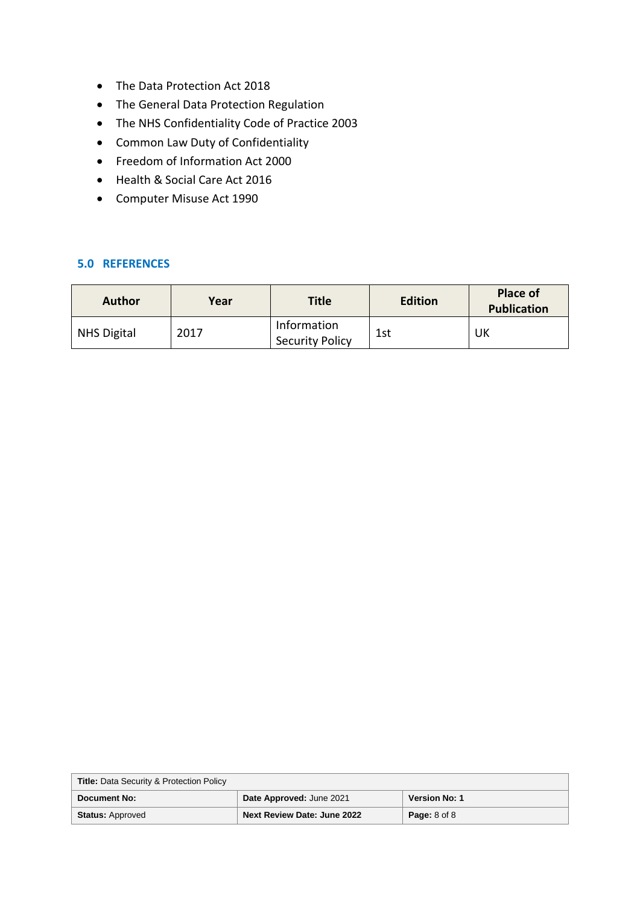- The Data Protection Act 2018
- The General Data Protection Regulation
- The NHS Confidentiality Code of Practice 2003
- Common Law Duty of Confidentiality
- Freedom of Information Act 2000
- Health & Social Care Act 2016
- Computer Misuse Act 1990

## 5.0 REFERENCES

| Author | Year | Title | Edition | Place of Publication |
|---|---|---|---|---|
| NHS Digital | 2017 | Information Security Policy | 1st | UK |